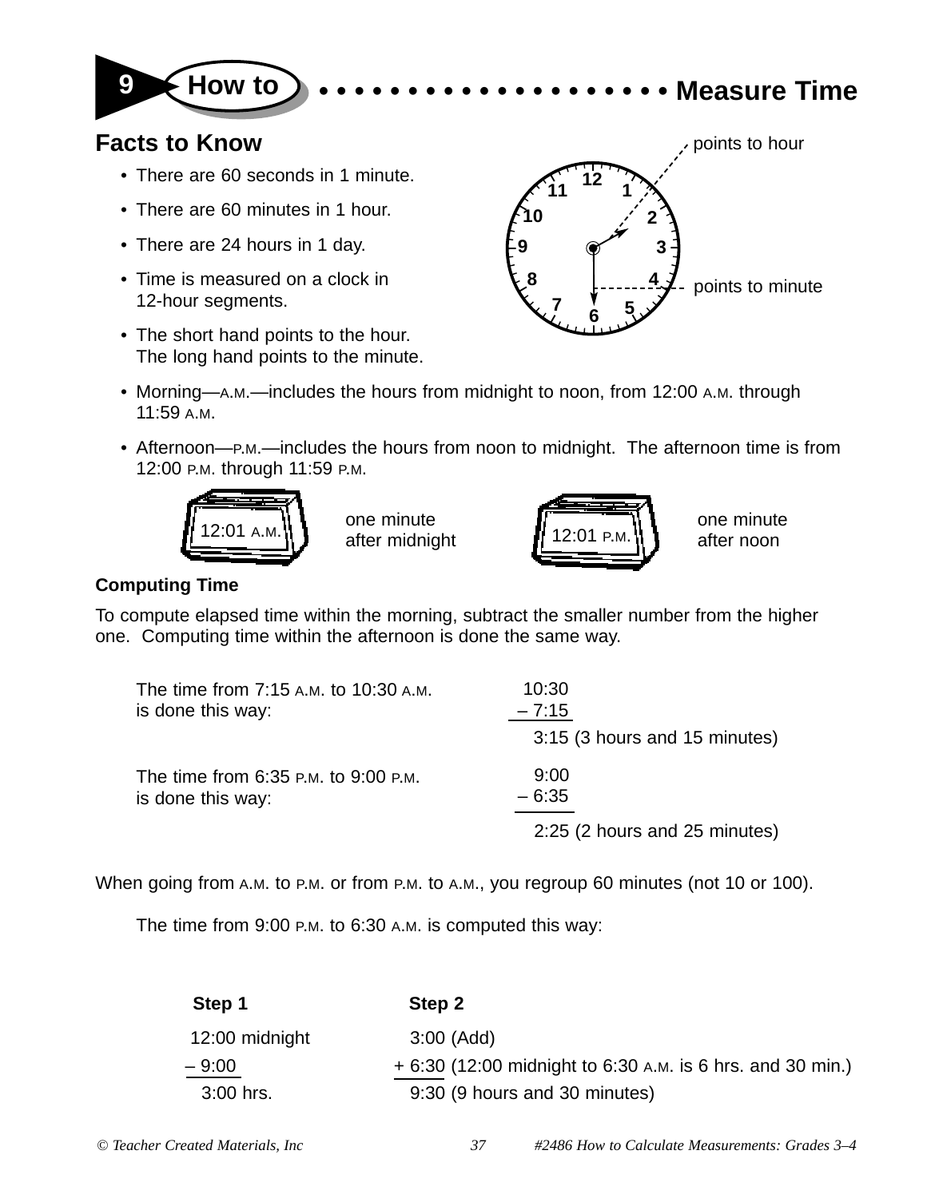# 9 How to Measure Time

## Facts to Know

- There are 60 seconds in 1 minute.
- There are 60 minutes in 1 hour.
- There are 24 hours in 1 day.
- Time is measured on a clock in 12-hour segments.
- The short hand points to the hour. The long hand points to the minute.

points to hour

points to minute

- Morning—A.M.—includes the hours from midnight to noon, from 12:00 A.M. through 11:59 A.M.
- Afternoon—P.M.—includes the hours from noon to midnight. The afternoon time is from 12:00 P.M. through 11:59 P.M.

12:01 A.M. — one minute after midnight

12:01 P.M. — one minute after noon

### Computing Time

To compute elapsed time within the morning, subtract the smaller number from the higher one. Computing time within the afternoon is done the same way.

The time from 7:15 A.M. to 10:30 A.M. is done this way:

```
  10:30
 – 7:15
  3:15 (3 hours and 15 minutes)
```

The time from 6:35 P.M. to 9:00 P.M. is done this way:

```
  9:00
– 6:35
  2:25 (2 hours and 25 minutes)
```

When going from A.M. to P.M. or from P.M. to A.M., you regroup 60 minutes (not 10 or 100).

The time from 9:00 P.M. to 6:30 A.M. is computed this way:

**Step 1**

```
 12:00 midnight
– 9:00
  3:00 hrs.
```

**Step 2**

```
  3:00 (Add)
+ 6:30 (12:00 midnight to 6:30 A.M. is 6 hrs. and 30 min.)
  9:30 (9 hours and 30 minutes)
```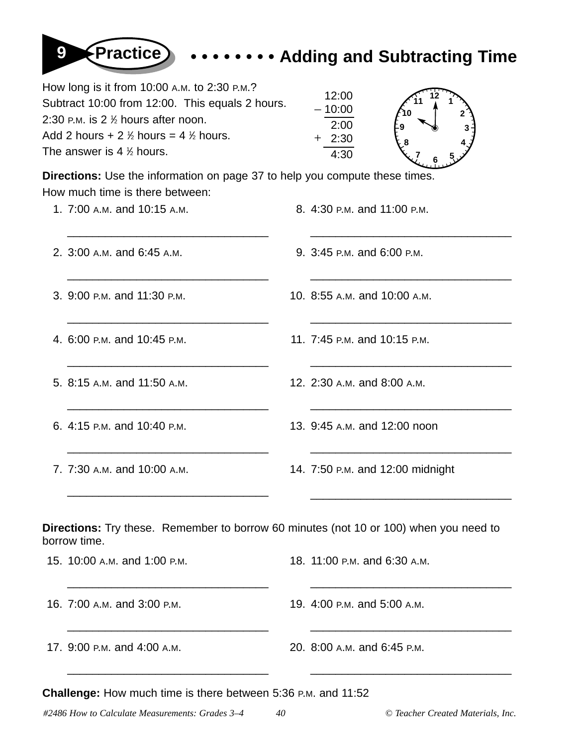# 9 Practice • • • • • • • • • Adding and Subtracting Time

How long is it from 10:00 A.M. to 2:30 P.M.?
Subtract 10:00 from 12:00. This equals 2 hours.
2:30 P.M. is 2 ½ hours after noon.
Add 2 hours + 2 ½ hours = 4 ½ hours.
The answer is 4 ½ hours.

```
  12:00
– 10:00
   2:00
+  2:30
   4:30
```

**Directions:** Use the information on page 37 to help you compute these times.

How much time is there between:

1. 7:00 A.M. and 10:15 A.M. ________________________________
2. 3:00 A.M. and 6:45 A.M. ________________________________
3. 9:00 P.M. and 11:30 P.M. ________________________________
4. 6:00 P.M. and 10:45 P.M. ________________________________
5. 8:15 A.M. and 11:50 A.M. ________________________________
6. 4:15 P.M. and 10:40 P.M. ________________________________
7. 7:30 A.M. and 10:00 A.M. ________________________________
8. 4:30 P.M. and 11:00 P.M. ________________________________
9. 3:45 P.M. and 6:00 P.M. ________________________________
10. 8:55 A.M. and 10:00 A.M. ________________________________
11. 7:45 P.M. and 10:15 P.M. ________________________________
12. 2:30 A.M. and 8:00 A.M. ________________________________
13. 9:45 A.M. and 12:00 noon ________________________________
14. 7:50 P.M. and 12:00 midnight ________________________________

**Directions:** Try these. Remember to borrow 60 minutes (not 10 or 100) when you need to borrow time.

15. 10:00 A.M. and 1:00 P.M. ________________________________
16. 7:00 A.M. and 3:00 P.M. ________________________________
17. 9:00 P.M. and 4:00 A.M. ________________________________
18. 11:00 P.M. and 6:30 A.M. ________________________________
19. 4:00 P.M. and 5:00 A.M. ________________________________
20. 8:00 A.M. and 6:45 P.M. ________________________________

**Challenge:** How much time is there between 5:36 P.M. and 11:52